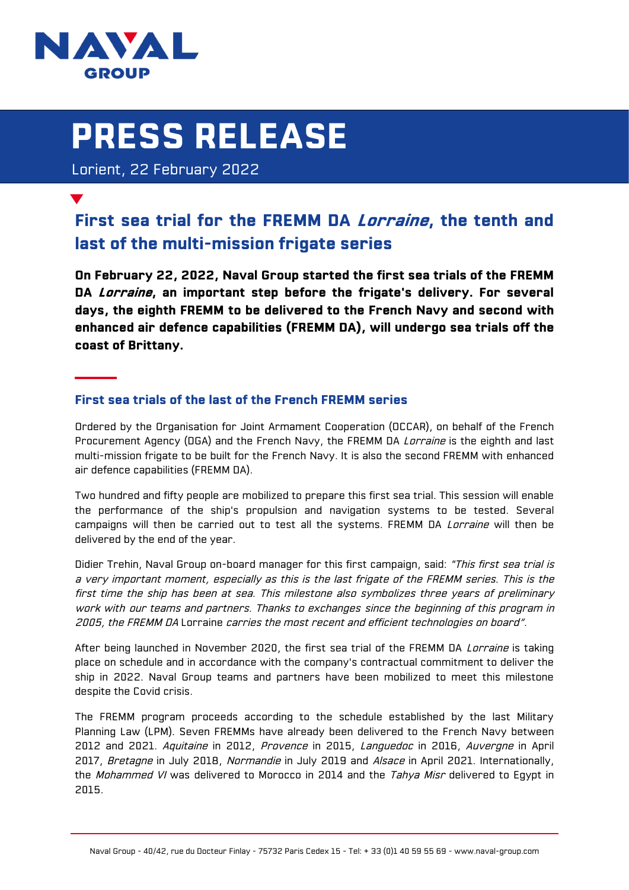# PRESS RELEASE

Lorient, 22 February 2022

## First sea trial for the FREMM DA *Lorraine*, the tenth and last of the multi-mission frigate series

**On February 22, 2022, Naval Group started the first sea trials of the FREMM DA *Lorraine*, an important step before the frigate's delivery. For several days, the eighth FREMM to be delivered to the French Navy and second with enhanced air defence capabilities (FREMM DA), will undergo sea trials off the coast of Brittany.**

### First sea trials of the last of the French FREMM series

Ordered by the Organisation for Joint Armament Cooperation (OCCAR), on behalf of the French Procurement Agency (DGA) and the French Navy, the FREMM DA *Lorraine* is the eighth and last multi-mission frigate to be built for the French Navy. It is also the second FREMM with enhanced air defence capabilities (FREMM DA).

Two hundred and fifty people are mobilized to prepare this first sea trial. This session will enable the performance of the ship's propulsion and navigation systems to be tested. Several campaigns will then be carried out to test all the systems. FREMM DA *Lorraine* will then be delivered by the end of the year.

Didier Trehin, Naval Group on-board manager for this first campaign, said: *"This first sea trial is a very important moment, especially as this is the last frigate of the FREMM series. This is the first time the ship has been at sea. This milestone also symbolizes three years of preliminary work with our teams and partners. Thanks to exchanges since the beginning of this program in 2005, the FREMM DA* Lorraine *carries the most recent and efficient technologies on board"*.

After being launched in November 2020, the first sea trial of the FREMM DA *Lorraine* is taking place on schedule and in accordance with the company's contractual commitment to deliver the ship in 2022. Naval Group teams and partners have been mobilized to meet this milestone despite the Covid crisis.

The FREMM program proceeds according to the schedule established by the last Military Planning Law (LPM). Seven FREMMs have already been delivered to the French Navy between 2012 and 2021. *Aquitaine* in 2012, *Provence* in 2015, *Languedoc* in 2016, *Auvergne* in April 2017, *Bretagne* in July 2018, *Normandie* in July 2019 and *Alsace* in April 2021. Internationally, the *Mohammed VI* was delivered to Morocco in 2014 and the *Tahya Misr* delivered to Egypt in 2015.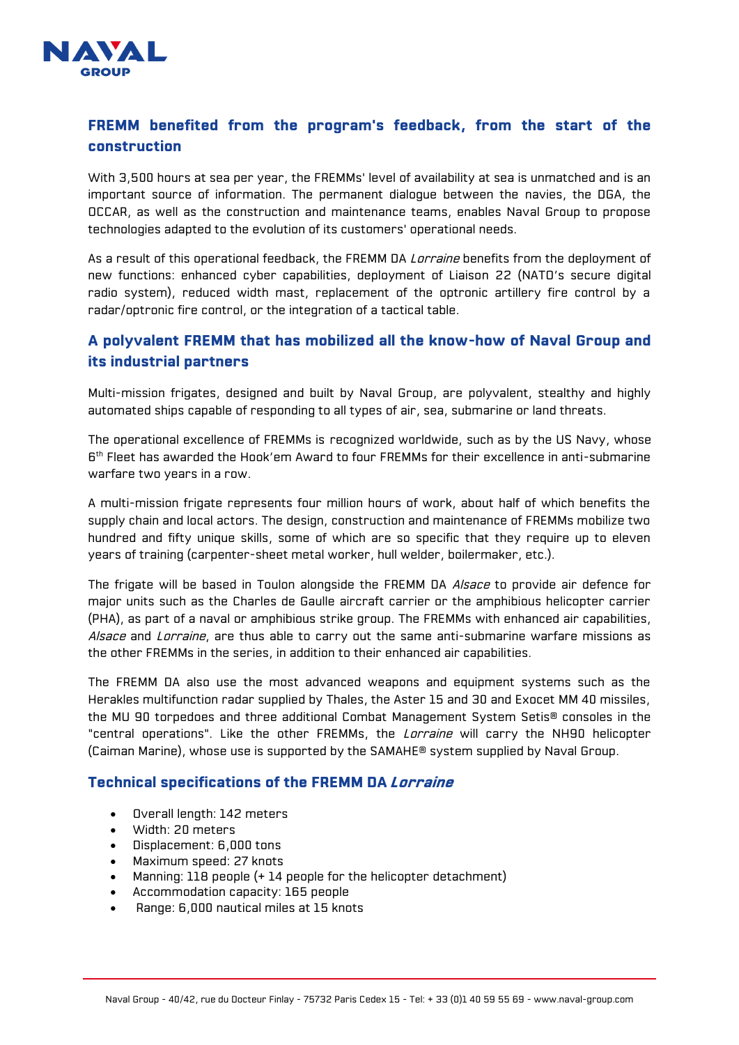## FREMM benefited from the program's feedback, from the start of the construction

With 3,500 hours at sea per year, the FREMMs' level of availability at sea is unmatched and is an important source of information. The permanent dialogue between the navies, the DGA, the OCCAR, as well as the construction and maintenance teams, enables Naval Group to propose technologies adapted to the evolution of its customers' operational needs.

As a result of this operational feedback, the FREMM DA *Lorraine* benefits from the deployment of new functions: enhanced cyber capabilities, deployment of Liaison 22 (NATO's secure digital radio system), reduced width mast, replacement of the optronic artillery fire control by a radar/optronic fire control, or the integration of a tactical table.

## A polyvalent FREMM that has mobilized all the know-how of Naval Group and its industrial partners

Multi-mission frigates, designed and built by Naval Group, are polyvalent, stealthy and highly automated ships capable of responding to all types of air, sea, submarine or land threats.

The operational excellence of FREMMs is recognized worldwide, such as by the US Navy, whose 6th Fleet has awarded the Hook'em Award to four FREMMs for their excellence in anti-submarine warfare two years in a row.

A multi-mission frigate represents four million hours of work, about half of which benefits the supply chain and local actors. The design, construction and maintenance of FREMMs mobilize two hundred and fifty unique skills, some of which are so specific that they require up to eleven years of training (carpenter-sheet metal worker, hull welder, boilermaker, etc.).

The frigate will be based in Toulon alongside the FREMM DA *Alsace* to provide air defence for major units such as the Charles de Gaulle aircraft carrier or the amphibious helicopter carrier (PHA), as part of a naval or amphibious strike group. The FREMMs with enhanced air capabilities, *Alsace* and *Lorraine*, are thus able to carry out the same anti-submarine warfare missions as the other FREMMs in the series, in addition to their enhanced air capabilities.

The FREMM DA also use the most advanced weapons and equipment systems such as the Herakles multifunction radar supplied by Thales, the Aster 15 and 30 and Exocet MM 40 missiles, the MU 90 torpedoes and three additional Combat Management System Setis® consoles in the "central operations". Like the other FREMMs, the *Lorraine* will carry the NH90 helicopter (Caiman Marine), whose use is supported by the SAMAHE® system supplied by Naval Group.

## Technical specifications of the FREMM DA *Lorraine*

- Overall length: 142 meters
- Width: 20 meters
- Displacement: 6,000 tons
- Maximum speed: 27 knots
- Manning: 118 people (+ 14 people for the helicopter detachment)
- Accommodation capacity: 165 people
- Range: 6,000 nautical miles at 15 knots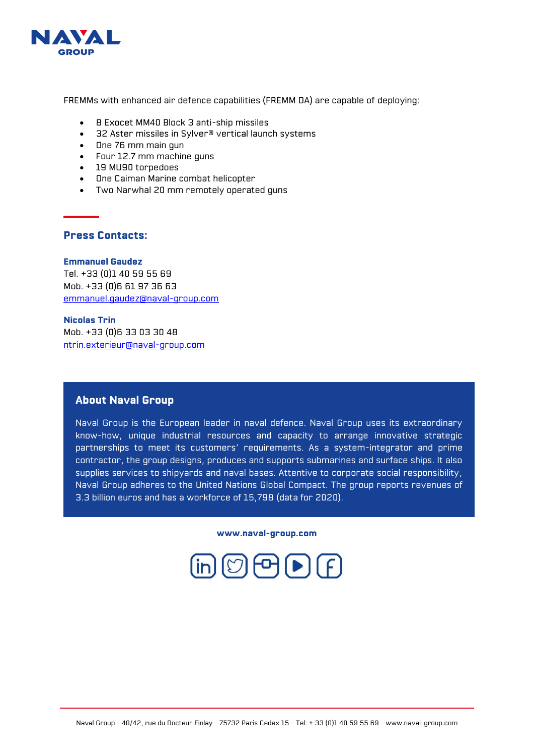FREMMs with enhanced air defence capabilities (FREMM DA) are capable of deploying:

- 8 Exocet MM40 Block 3 anti-ship missiles
- 32 Aster missiles in Sylver® vertical launch systems
- One 76 mm main gun
- Four 12.7 mm machine guns
- 19 MU90 torpedoes
- One Caiman Marine combat helicopter
- Two Narwhal 20 mm remotely operated guns

## Press Contacts:

**Emmanuel Gaudez**
Tel. +33 (0)1 40 59 55 69
Mob. +33 (0)6 61 97 36 63
emmanuel.gaudez@naval-group.com

**Nicolas Trin**
Mob. +33 (0)6 33 03 30 48
ntrin.exterieur@naval-group.com

## About Naval Group

Naval Group is the European leader in naval defence. Naval Group uses its extraordinary know-how, unique industrial resources and capacity to arrange innovative strategic partnerships to meet its customers' requirements. As a system-integrator and prime contractor, the group designs, produces and supports submarines and surface ships. It also supplies services to shipyards and naval bases. Attentive to corporate social responsibility, Naval Group adheres to the United Nations Global Compact. The group reports revenues of 3.3 billion euros and has a workforce of 15,798 (data for 2020).

**www.naval-group.com**